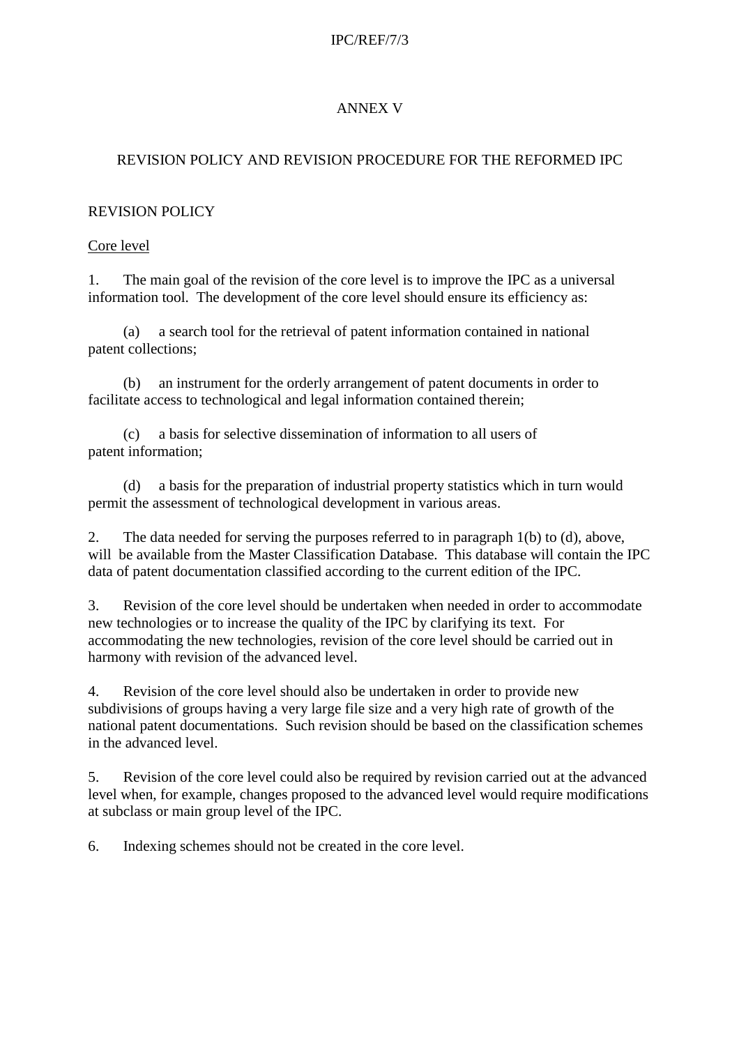# ANNEX V

## REVISION POLICY AND REVISION PROCEDURE FOR THE REFORMED IPC

### REVISION POLICY

Core level

1. The main goal of the revision of the core level is to improve the IPC as a universal information tool. The development of the core level should ensure its efficiency as:

    (a) a search tool for the retrieval of patent information contained in national patent collections;

    (b) an instrument for the orderly arrangement of patent documents in order to facilitate access to technological and legal information contained therein;

    (c) a basis for selective dissemination of information to all users of patent information;

    (d) a basis for the preparation of industrial property statistics which in turn would permit the assessment of technological development in various areas.

2. The data needed for serving the purposes referred to in paragraph 1(b) to (d), above, will be available from the Master Classification Database. This database will contain the IPC data of patent documentation classified according to the current edition of the IPC.

3. Revision of the core level should be undertaken when needed in order to accommodate new technologies or to increase the quality of the IPC by clarifying its text. For accommodating the new technologies, revision of the core level should be carried out in harmony with revision of the advanced level.

4. Revision of the core level should also be undertaken in order to provide new subdivisions of groups having a very large file size and a very high rate of growth of the national patent documentations. Such revision should be based on the classification schemes in the advanced level.

5. Revision of the core level could also be required by revision carried out at the advanced level when, for example, changes proposed to the advanced level would require modifications at subclass or main group level of the IPC.

6. Indexing schemes should not be created in the core level.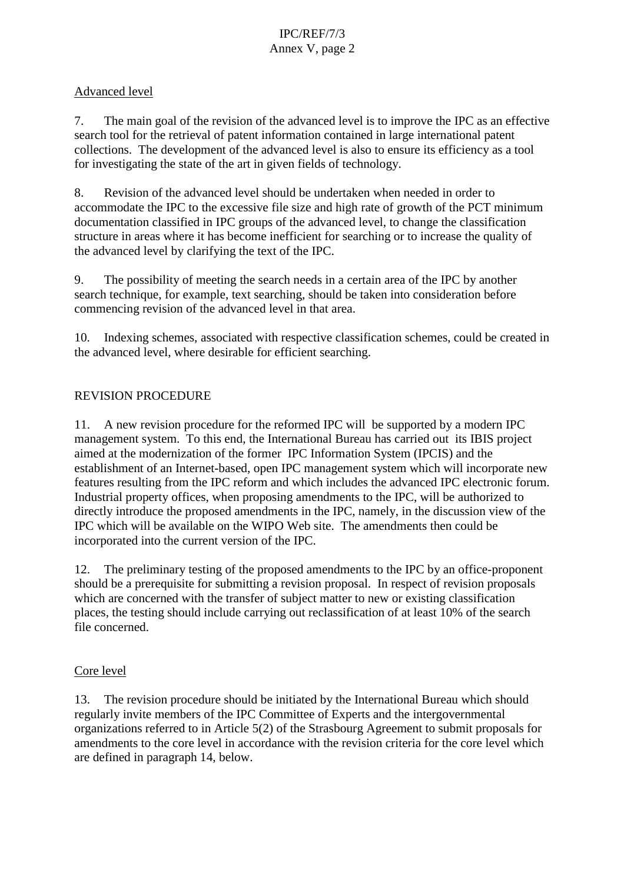<u>Advanced level</u>

7. The main goal of the revision of the advanced level is to improve the IPC as an effective search tool for the retrieval of patent information contained in large international patent collections. The development of the advanced level is also to ensure its efficiency as a tool for investigating the state of the art in given fields of technology.

8. Revision of the advanced level should be undertaken when needed in order to accommodate the IPC to the excessive file size and high rate of growth of the PCT minimum documentation classified in IPC groups of the advanced level, to change the classification structure in areas where it has become inefficient for searching or to increase the quality of the advanced level by clarifying the text of the IPC.

9. The possibility of meeting the search needs in a certain area of the IPC by another search technique, for example, text searching, should be taken into consideration before commencing revision of the advanced level in that area.

10. Indexing schemes, associated with respective classification schemes, could be created in the advanced level, where desirable for efficient searching.

## REVISION PROCEDURE

11. A new revision procedure for the reformed IPC will be supported by a modern IPC management system. To this end, the International Bureau has carried out its IBIS project aimed at the modernization of the former IPC Information System (IPCIS) and the establishment of an Internet-based, open IPC management system which will incorporate new features resulting from the IPC reform and which includes the advanced IPC electronic forum. Industrial property offices, when proposing amendments to the IPC, will be authorized to directly introduce the proposed amendments in the IPC, namely, in the discussion view of the IPC which will be available on the WIPO Web site. The amendments then could be incorporated into the current version of the IPC.

12. The preliminary testing of the proposed amendments to the IPC by an office-proponent should be a prerequisite for submitting a revision proposal. In respect of revision proposals which are concerned with the transfer of subject matter to new or existing classification places, the testing should include carrying out reclassification of at least 10% of the search file concerned.

<u>Core level</u>

13. The revision procedure should be initiated by the International Bureau which should regularly invite members of the IPC Committee of Experts and the intergovernmental organizations referred to in Article 5(2) of the Strasbourg Agreement to submit proposals for amendments to the core level in accordance with the revision criteria for the core level which are defined in paragraph 14, below.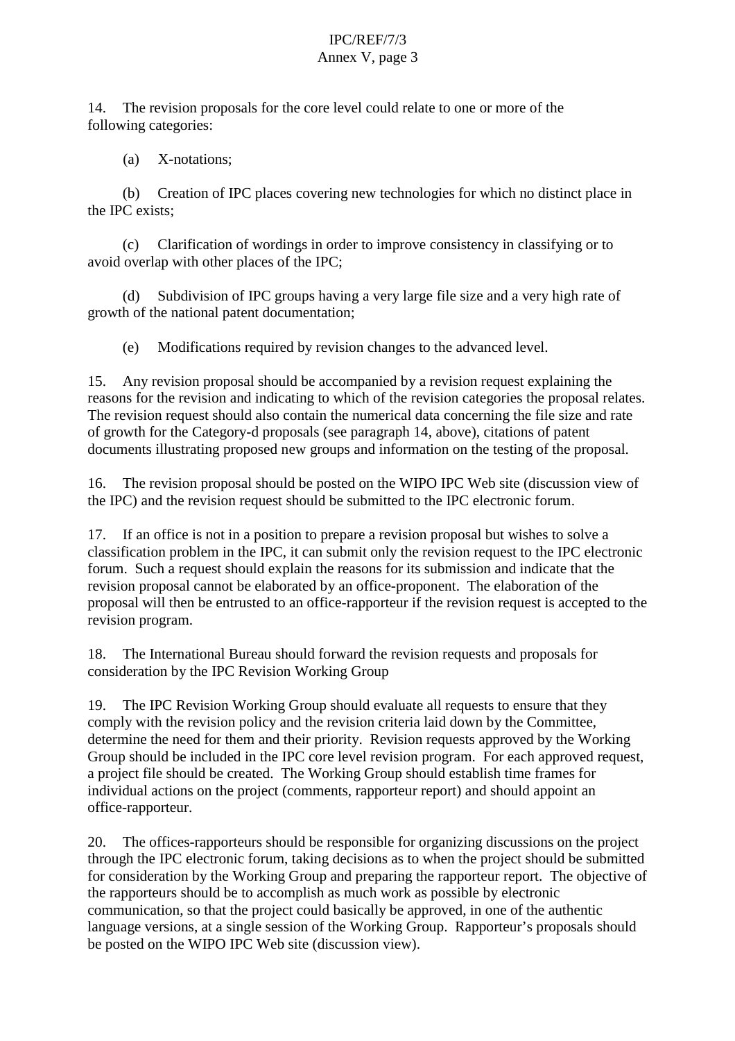14. The revision proposals for the core level could relate to one or more of the following categories:

(a) X-notations;

(b) Creation of IPC places covering new technologies for which no distinct place in the IPC exists;

(c) Clarification of wordings in order to improve consistency in classifying or to avoid overlap with other places of the IPC;

(d) Subdivision of IPC groups having a very large file size and a very high rate of growth of the national patent documentation;

(e) Modifications required by revision changes to the advanced level.

15. Any revision proposal should be accompanied by a revision request explaining the reasons for the revision and indicating to which of the revision categories the proposal relates. The revision request should also contain the numerical data concerning the file size and rate of growth for the Category-d proposals (see paragraph 14, above), citations of patent documents illustrating proposed new groups and information on the testing of the proposal.

16. The revision proposal should be posted on the WIPO IPC Web site (discussion view of the IPC) and the revision request should be submitted to the IPC electronic forum.

17. If an office is not in a position to prepare a revision proposal but wishes to solve a classification problem in the IPC, it can submit only the revision request to the IPC electronic forum. Such a request should explain the reasons for its submission and indicate that the revision proposal cannot be elaborated by an office-proponent. The elaboration of the proposal will then be entrusted to an office-rapporteur if the revision request is accepted to the revision program.

18. The International Bureau should forward the revision requests and proposals for consideration by the IPC Revision Working Group

19. The IPC Revision Working Group should evaluate all requests to ensure that they comply with the revision policy and the revision criteria laid down by the Committee, determine the need for them and their priority. Revision requests approved by the Working Group should be included in the IPC core level revision program. For each approved request, a project file should be created. The Working Group should establish time frames for individual actions on the project (comments, rapporteur report) and should appoint an office-rapporteur.

20. The offices-rapporteurs should be responsible for organizing discussions on the project through the IPC electronic forum, taking decisions as to when the project should be submitted for consideration by the Working Group and preparing the rapporteur report. The objective of the rapporteurs should be to accomplish as much work as possible by electronic communication, so that the project could basically be approved, in one of the authentic language versions, at a single session of the Working Group. Rapporteur's proposals should be posted on the WIPO IPC Web site (discussion view).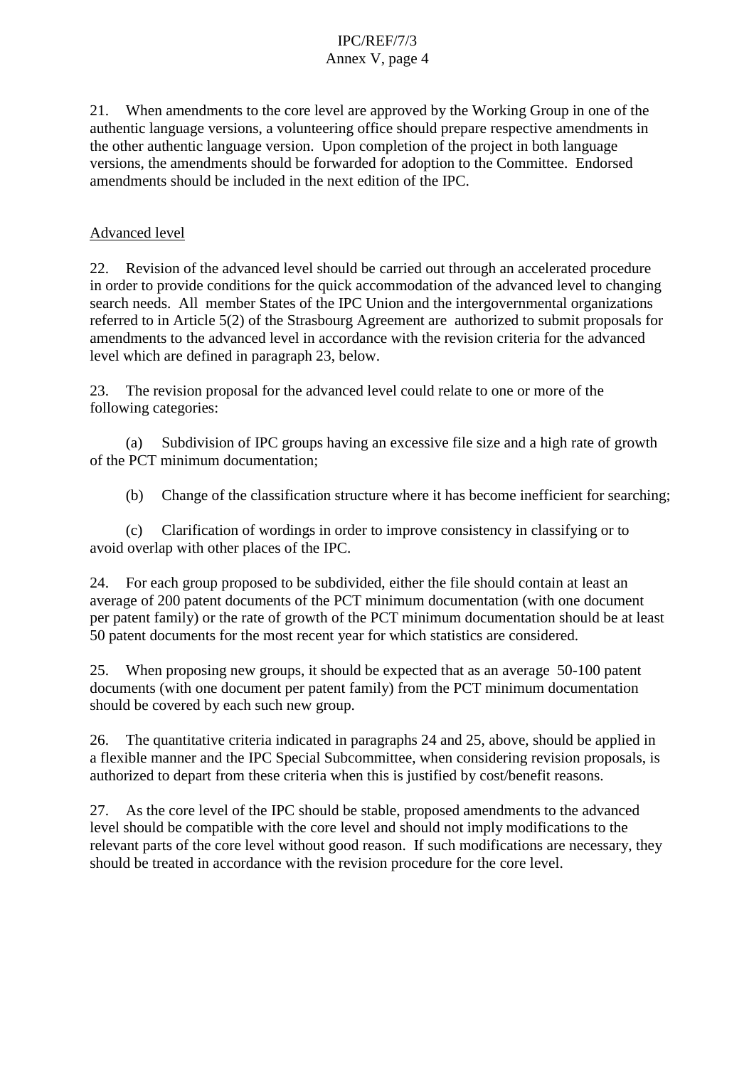21. When amendments to the core level are approved by the Working Group in one of the authentic language versions, a volunteering office should prepare respective amendments in the other authentic language version. Upon completion of the project in both language versions, the amendments should be forwarded for adoption to the Committee. Endorsed amendments should be included in the next edition of the IPC.

Advanced level

22. Revision of the advanced level should be carried out through an accelerated procedure in order to provide conditions for the quick accommodation of the advanced level to changing search needs. All member States of the IPC Union and the intergovernmental organizations referred to in Article 5(2) of the Strasbourg Agreement are authorized to submit proposals for amendments to the advanced level in accordance with the revision criteria for the advanced level which are defined in paragraph 23, below.

23. The revision proposal for the advanced level could relate to one or more of the following categories:

(a) Subdivision of IPC groups having an excessive file size and a high rate of growth of the PCT minimum documentation;

(b) Change of the classification structure where it has become inefficient for searching;

(c) Clarification of wordings in order to improve consistency in classifying or to avoid overlap with other places of the IPC.

24. For each group proposed to be subdivided, either the file should contain at least an average of 200 patent documents of the PCT minimum documentation (with one document per patent family) or the rate of growth of the PCT minimum documentation should be at least 50 patent documents for the most recent year for which statistics are considered.

25. When proposing new groups, it should be expected that as an average 50-100 patent documents (with one document per patent family) from the PCT minimum documentation should be covered by each such new group.

26. The quantitative criteria indicated in paragraphs 24 and 25, above, should be applied in a flexible manner and the IPC Special Subcommittee, when considering revision proposals, is authorized to depart from these criteria when this is justified by cost/benefit reasons.

27. As the core level of the IPC should be stable, proposed amendments to the advanced level should be compatible with the core level and should not imply modifications to the relevant parts of the core level without good reason. If such modifications are necessary, they should be treated in accordance with the revision procedure for the core level.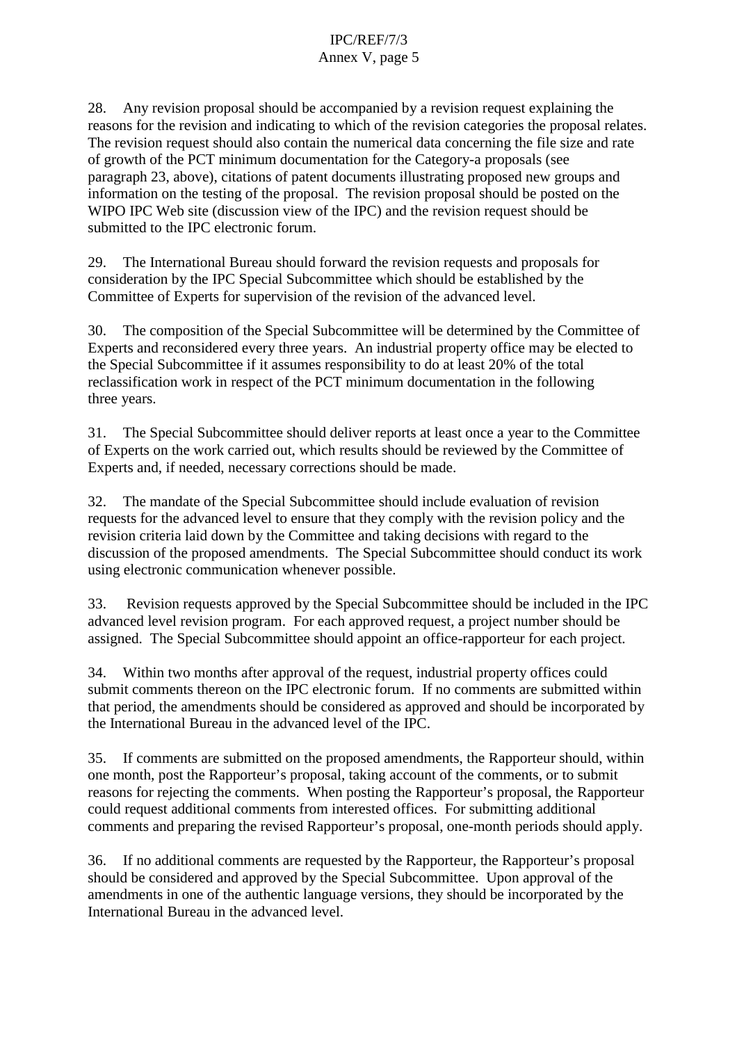28. Any revision proposal should be accompanied by a revision request explaining the reasons for the revision and indicating to which of the revision categories the proposal relates. The revision request should also contain the numerical data concerning the file size and rate of growth of the PCT minimum documentation for the Category-a proposals (see paragraph 23, above), citations of patent documents illustrating proposed new groups and information on the testing of the proposal. The revision proposal should be posted on the WIPO IPC Web site (discussion view of the IPC) and the revision request should be submitted to the IPC electronic forum.

29. The International Bureau should forward the revision requests and proposals for consideration by the IPC Special Subcommittee which should be established by the Committee of Experts for supervision of the revision of the advanced level.

30. The composition of the Special Subcommittee will be determined by the Committee of Experts and reconsidered every three years. An industrial property office may be elected to the Special Subcommittee if it assumes responsibility to do at least 20% of the total reclassification work in respect of the PCT minimum documentation in the following three years.

31. The Special Subcommittee should deliver reports at least once a year to the Committee of Experts on the work carried out, which results should be reviewed by the Committee of Experts and, if needed, necessary corrections should be made.

32. The mandate of the Special Subcommittee should include evaluation of revision requests for the advanced level to ensure that they comply with the revision policy and the revision criteria laid down by the Committee and taking decisions with regard to the discussion of the proposed amendments. The Special Subcommittee should conduct its work using electronic communication whenever possible.

33. Revision requests approved by the Special Subcommittee should be included in the IPC advanced level revision program. For each approved request, a project number should be assigned. The Special Subcommittee should appoint an office-rapporteur for each project.

34. Within two months after approval of the request, industrial property offices could submit comments thereon on the IPC electronic forum. If no comments are submitted within that period, the amendments should be considered as approved and should be incorporated by the International Bureau in the advanced level of the IPC.

35. If comments are submitted on the proposed amendments, the Rapporteur should, within one month, post the Rapporteur's proposal, taking account of the comments, or to submit reasons for rejecting the comments. When posting the Rapporteur's proposal, the Rapporteur could request additional comments from interested offices. For submitting additional comments and preparing the revised Rapporteur's proposal, one-month periods should apply.

36. If no additional comments are requested by the Rapporteur, the Rapporteur's proposal should be considered and approved by the Special Subcommittee. Upon approval of the amendments in one of the authentic language versions, they should be incorporated by the International Bureau in the advanced level.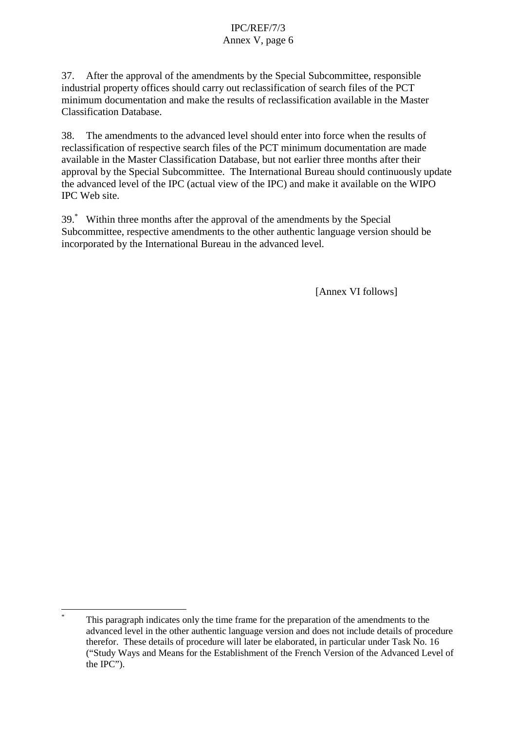37. After the approval of the amendments by the Special Subcommittee, responsible industrial property offices should carry out reclassification of search files of the PCT minimum documentation and make the results of reclassification available in the Master Classification Database.

38. The amendments to the advanced level should enter into force when the results of reclassification of respective search files of the PCT minimum documentation are made available in the Master Classification Database, but not earlier three months after their approval by the Special Subcommittee. The International Bureau should continuously update the advanced level of the IPC (actual view of the IPC) and make it available on the WIPO IPC Web site.

39.[*] Within three months after the approval of the amendments by the Special Subcommittee, respective amendments to the other authentic language version should be incorporated by the International Bureau in the advanced level.

[Annex VI follows]

---

[*] This paragraph indicates only the time frame for the preparation of the amendments to the advanced level in the other authentic language version and does not include details of procedure therefor. These details of procedure will later be elaborated, in particular under Task No. 16 ("Study Ways and Means for the Establishment of the French Version of the Advanced Level of the IPC").